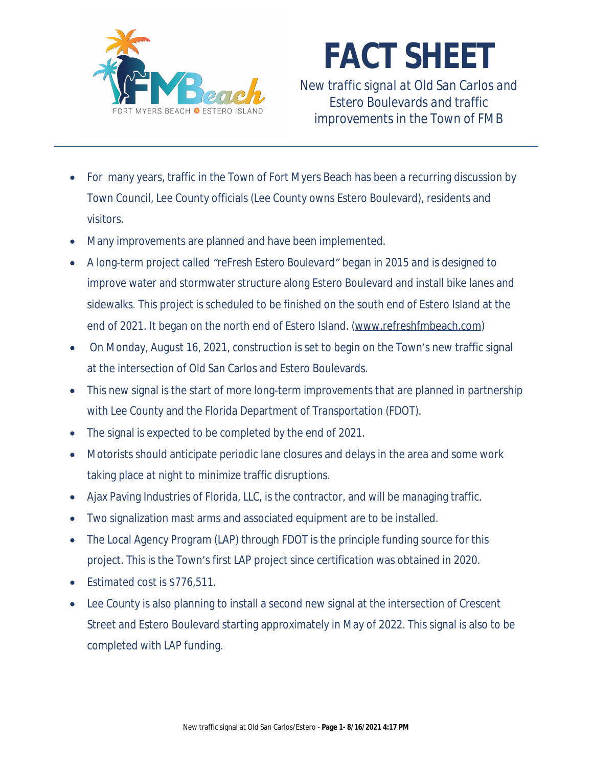# FACT SHEET

*New traffic signal at Old San Carlos and Estero Boulevards and traffic improvements in the Town of FMB*

- For many years, traffic in the Town of Fort Myers Beach has been a recurring discussion by Town Council, Lee County officials (Lee County owns Estero Boulevard), residents and visitors.
- Many improvements are planned and have been implemented.
- A long-term project called *"reFresh Estero Boulevard"* began in 2015 and is designed to improve water and stormwater structure along Estero Boulevard and install bike lanes and sidewalks. This project is scheduled to be finished on the south end of Estero Island at the end of 2021. It began on the north end of Estero Island. (www.refreshfmbeach.com)
- On Monday, August 16, 2021, construction is set to begin on the Town's new traffic signal at the intersection of Old San Carlos and Estero Boulevards.
- This new signal is the start of more long-term improvements that are planned in partnership with Lee County and the Florida Department of Transportation (FDOT).
- The signal is expected to be completed by the end of 2021.
- Motorists should anticipate periodic lane closures and delays in the area and some work taking place at night to minimize traffic disruptions.
- Ajax Paving Industries of Florida, LLC, is the contractor, and will be managing traffic.
- Two signalization mast arms and associated equipment are to be installed.
- The Local Agency Program (LAP) through FDOT is the principle funding source for this project. This is the Town's first LAP project since certification was obtained in 2020.
- Estimated cost is $776,511.
- Lee County is also planning to install a second new signal at the intersection of Crescent Street and Estero Boulevard starting approximately in May of 2022. This signal is also to be completed with LAP funding.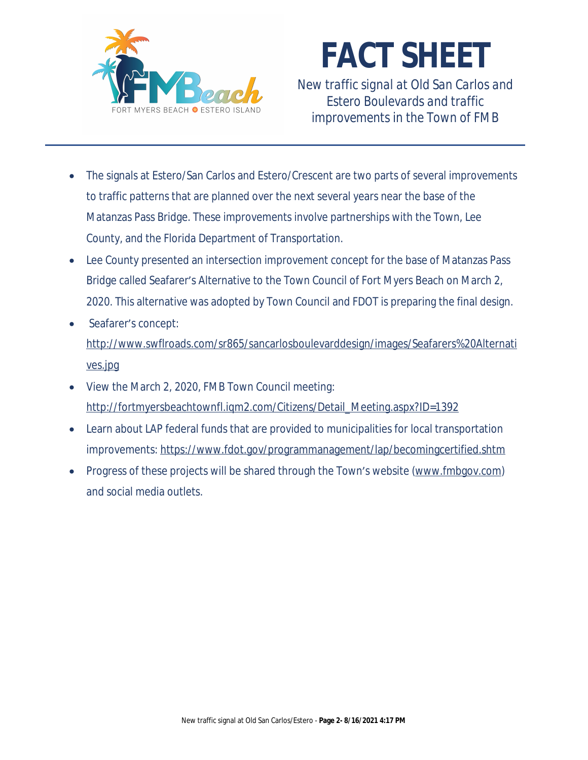# FACT SHEET

New traffic signal at Old San Carlos and Estero Boulevards and traffic improvements in the Town of FMB

- The signals at Estero/San Carlos and Estero/Crescent are two parts of several improvements to traffic patterns that are planned over the next several years near the base of the Matanzas Pass Bridge. These improvements involve partnerships with the Town, Lee County, and the Florida Department of Transportation.
- Lee County presented an intersection improvement concept for the base of Matanzas Pass Bridge called Seafarer's Alternative to the Town Council of Fort Myers Beach on March 2, 2020. This alternative was adopted by Town Council and FDOT is preparing the final design.
- Seafarer's concept: http://www.swflroads.com/sr865/sancarlosboulevarddesign/images/Seafarers%20Alternatives.jpg
- View the March 2, 2020, FMB Town Council meeting: http://fortmyersbeachtownfl.iqm2.com/Citizens/Detail_Meeting.aspx?ID=1392
- Learn about LAP federal funds that are provided to municipalities for local transportation improvements: https://www.fdot.gov/programmanagement/lap/becomingcertified.shtm
- Progress of these projects will be shared through the Town's website (www.fmbgov.com) and social media outlets.